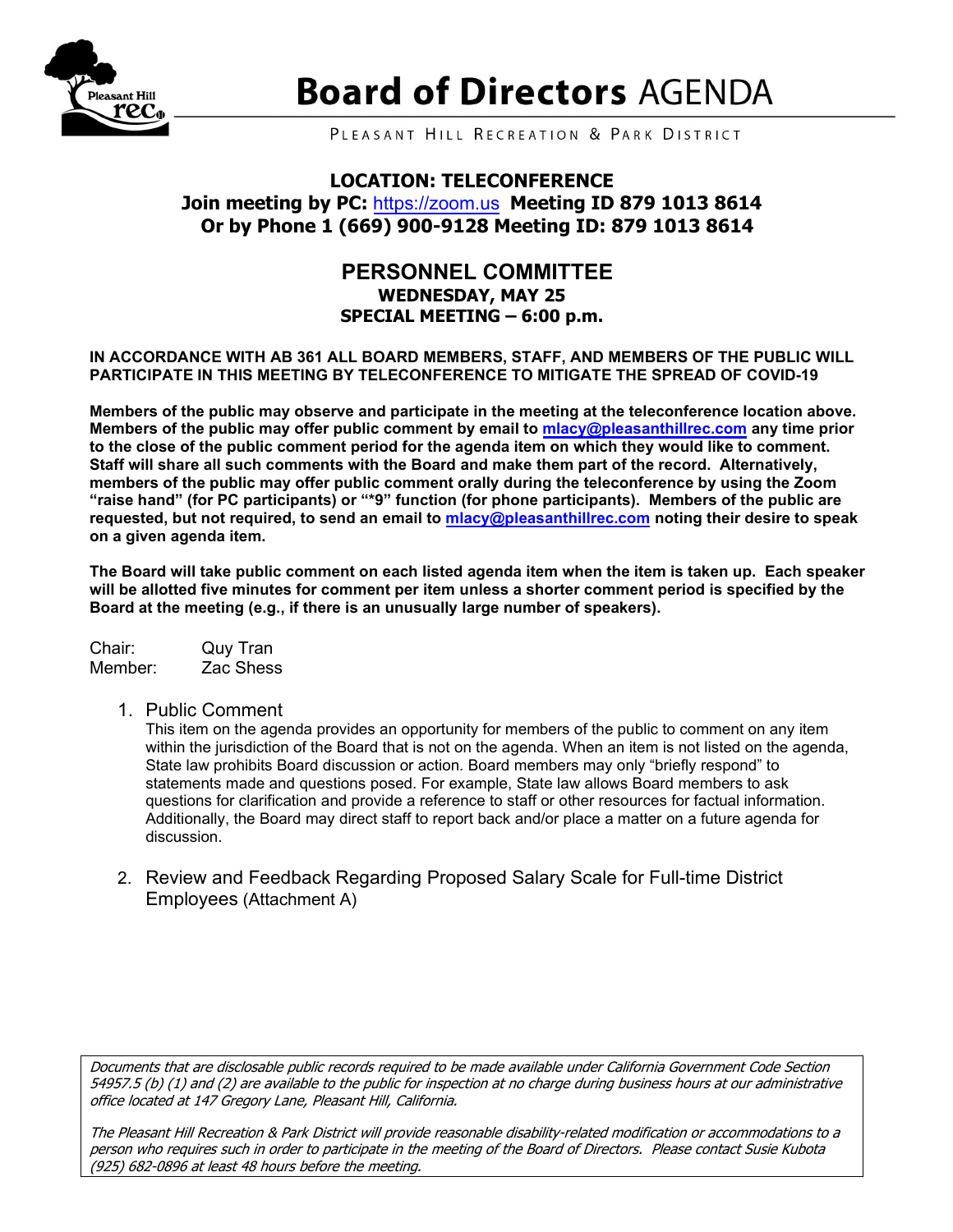# Board of Directors AGENDA

PLEASANT HILL RECREATION & PARK DISTRICT

**LOCATION: TELECONFERENCE**
**Join meeting by PC:** https://zoom.us **Meeting ID 879 1013 8614**
**Or by Phone 1 (669) 900-9128 Meeting ID: 879 1013 8614**

## PERSONNEL COMMITTEE

**WEDNESDAY, MAY 25**
**SPECIAL MEETING – 6:00 p.m.**

**IN ACCORDANCE WITH AB 361 ALL BOARD MEMBERS, STAFF, AND MEMBERS OF THE PUBLIC WILL PARTICIPATE IN THIS MEETING BY TELECONFERENCE TO MITIGATE THE SPREAD OF COVID-19**

**Members of the public may observe and participate in the meeting at the teleconference location above. Members of the public may offer public comment by email to mlacy@pleasanthillrec.com any time prior to the close of the public comment period for the agenda item on which they would like to comment. Staff will share all such comments with the Board and make them part of the record. Alternatively, members of the public may offer public comment orally during the teleconference by using the Zoom "raise hand" (for PC participants) or "*9" function (for phone participants). Members of the public are requested, but not required, to send an email to mlacy@pleasanthillrec.com noting their desire to speak on a given agenda item.**

**The Board will take public comment on each listed agenda item when the item is taken up. Each speaker will be allotted five minutes for comment per item unless a shorter comment period is specified by the Board at the meeting (e.g., if there is an unusually large number of speakers).**

Chair: Quy Tran
Member: Zac Shess

1. Public Comment
   This item on the agenda provides an opportunity for members of the public to comment on any item within the jurisdiction of the Board that is not on the agenda. When an item is not listed on the agenda, State law prohibits Board discussion or action. Board members may only "briefly respond" to statements made and questions posed. For example, State law allows Board members to ask questions for clarification and provide a reference to staff or other resources for factual information. Additionally, the Board may direct staff to report back and/or place a matter on a future agenda for discussion.

2. Review and Feedback Regarding Proposed Salary Scale for Full-time District Employees (Attachment A)

*Documents that are disclosable public records required to be made available under California Government Code Section 54957.5 (b) (1) and (2) are available to the public for inspection at no charge during business hours at our administrative office located at 147 Gregory Lane, Pleasant Hill, California.*

*The Pleasant Hill Recreation & Park District will provide reasonable disability-related modification or accommodations to a person who requires such in order to participate in the meeting of the Board of Directors. Please contact Susie Kubota (925) 682-0896 at least 48 hours before the meeting.*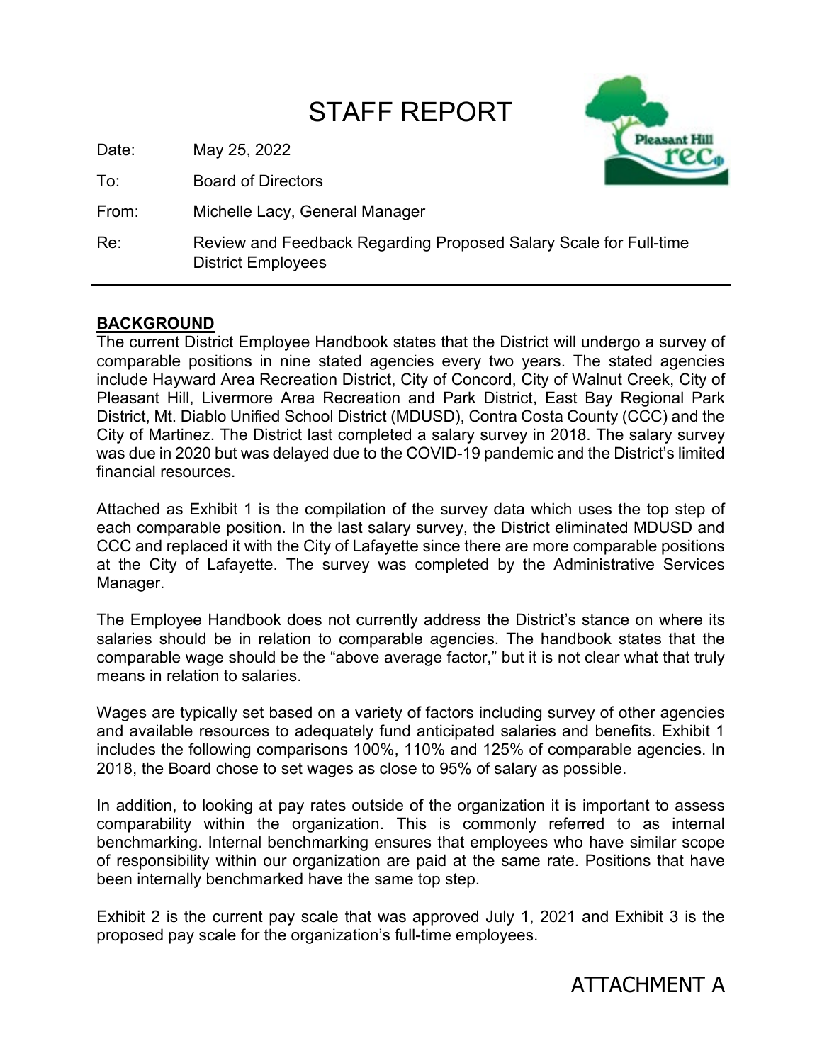# STAFF REPORT

Date: May 25, 2022

To: Board of Directors

From: Michelle Lacy, General Manager

Re: Review and Feedback Regarding Proposed Salary Scale for Full-time District Employees

---

**BACKGROUND**

The current District Employee Handbook states that the District will undergo a survey of comparable positions in nine stated agencies every two years. The stated agencies include Hayward Area Recreation District, City of Concord, City of Walnut Creek, City of Pleasant Hill, Livermore Area Recreation and Park District, East Bay Regional Park District, Mt. Diablo Unified School District (MDUSD), Contra Costa County (CCC) and the City of Martinez. The District last completed a salary survey in 2018. The salary survey was due in 2020 but was delayed due to the COVID-19 pandemic and the District's limited financial resources.

Attached as Exhibit 1 is the compilation of the survey data which uses the top step of each comparable position. In the last salary survey, the District eliminated MDUSD and CCC and replaced it with the City of Lafayette since there are more comparable positions at the City of Lafayette. The survey was completed by the Administrative Services Manager.

The Employee Handbook does not currently address the District's stance on where its salaries should be in relation to comparable agencies. The handbook states that the comparable wage should be the "above average factor," but it is not clear what that truly means in relation to salaries.

Wages are typically set based on a variety of factors including survey of other agencies and available resources to adequately fund anticipated salaries and benefits. Exhibit 1 includes the following comparisons 100%, 110% and 125% of comparable agencies. In 2018, the Board chose to set wages as close to 95% of salary as possible.

In addition, to looking at pay rates outside of the organization it is important to assess comparability within the organization. This is commonly referred to as internal benchmarking. Internal benchmarking ensures that employees who have similar scope of responsibility within our organization are paid at the same rate. Positions that have been internally benchmarked have the same top step.

Exhibit 2 is the current pay scale that was approved July 1, 2021 and Exhibit 3 is the proposed pay scale for the organization's full-time employees.

ATTACHMENT A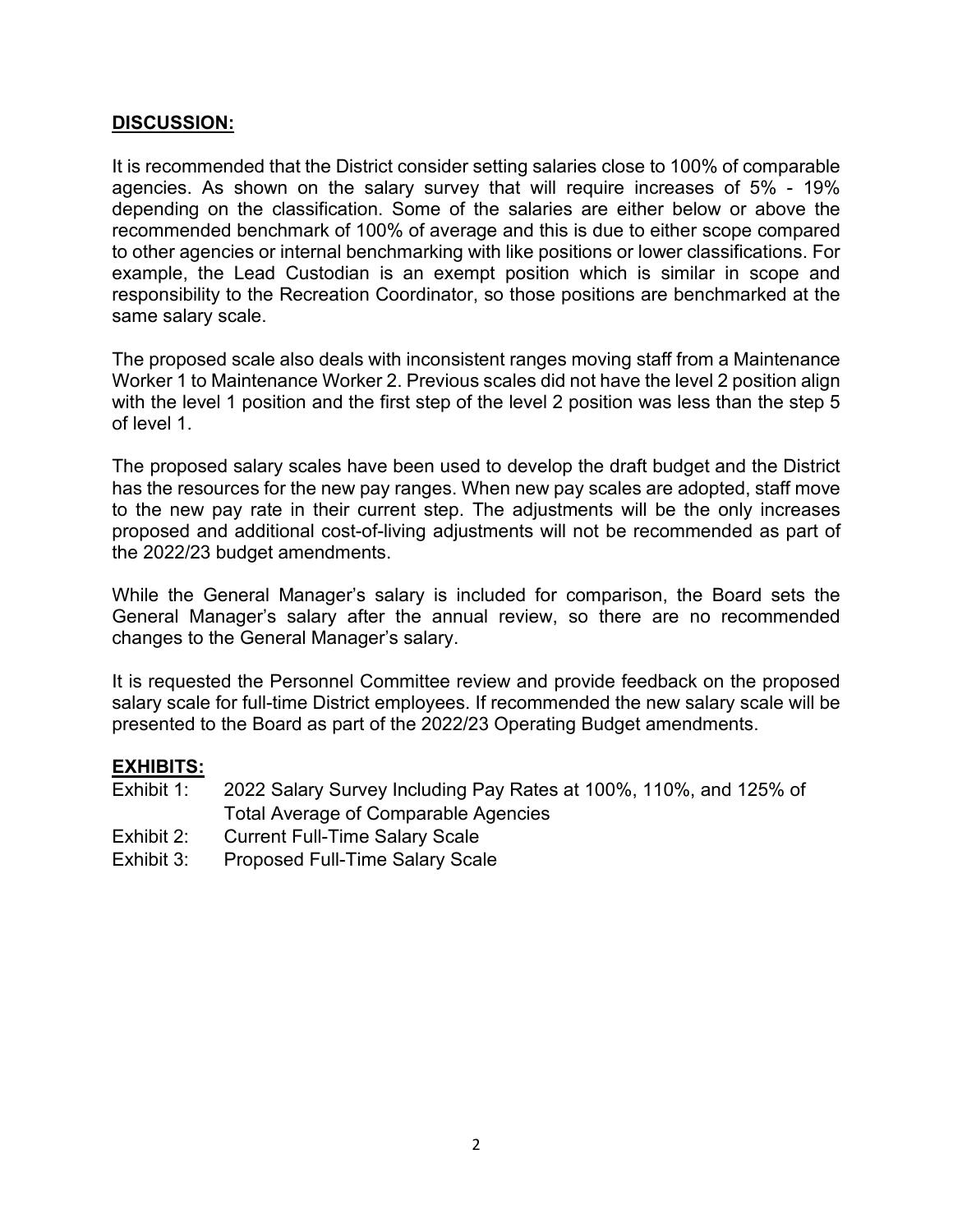**DISCUSSION:**

It is recommended that the District consider setting salaries close to 100% of comparable agencies. As shown on the salary survey that will require increases of 5% - 19% depending on the classification. Some of the salaries are either below or above the recommended benchmark of 100% of average and this is due to either scope compared to other agencies or internal benchmarking with like positions or lower classifications. For example, the Lead Custodian is an exempt position which is similar in scope and responsibility to the Recreation Coordinator, so those positions are benchmarked at the same salary scale.

The proposed scale also deals with inconsistent ranges moving staff from a Maintenance Worker 1 to Maintenance Worker 2. Previous scales did not have the level 2 position align with the level 1 position and the first step of the level 2 position was less than the step 5 of level 1.

The proposed salary scales have been used to develop the draft budget and the District has the resources for the new pay ranges. When new pay scales are adopted, staff move to the new pay rate in their current step. The adjustments will be the only increases proposed and additional cost-of-living adjustments will not be recommended as part of the 2022/23 budget amendments.

While the General Manager's salary is included for comparison, the Board sets the General Manager's salary after the annual review, so there are no recommended changes to the General Manager's salary.

It is requested the Personnel Committee review and provide feedback on the proposed salary scale for full-time District employees. If recommended the new salary scale will be presented to the Board as part of the 2022/23 Operating Budget amendments.

**EXHIBITS:**

Exhibit 1: 2022 Salary Survey Including Pay Rates at 100%, 110%, and 125% of Total Average of Comparable Agencies

Exhibit 2: Current Full-Time Salary Scale

Exhibit 3: Proposed Full-Time Salary Scale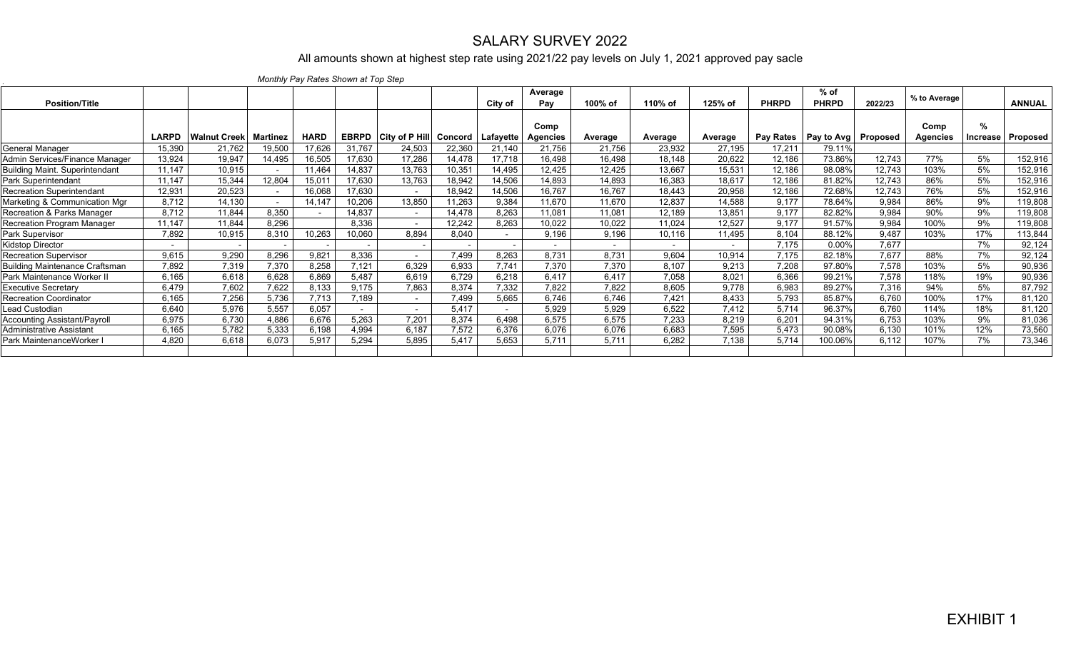# SALARY SURVEY 2022

All amounts shown at highest step rate using 2021/22 pay levels on July 1, 2021 approved pay sacle

*Monthly Pay Rates Shown at Top Step*

| Position/Title | LARPD | Walnut Creek | Martinez | HARD | EBRPD | City of P Hill | Concord | City of Lafayette | Average Pay Comp Agencies | 100% of Average | 110% of Average | 125% of Average | PHRPD Pay Rates | % of PHRPD Pay to Avg | 2022/23 Proposed | % to Average Comp Agencies | % Increase | ANNUAL Proposed |
|---|---|---|---|---|---|---|---|---|---|---|---|---|---|---|---|---|---|---|
| General Manager | 15,390 | 21,762 | 19,500 | 17,626 | 31,767 | 24,503 | 22,360 | 21,140 | 21,756 | 21,756 | 23,932 | 27,195 | 17,211 | 79.11% | | | | |
| Admin Services/Finance Manager | 13,924 | 19,947 | 14,495 | 16,505 | 17,630 | 17,286 | 14,478 | 17,718 | 16,498 | 16,498 | 18,148 | 20,622 | 12,186 | 73.86% | 12,743 | 77% | 5% | 152,916 |
| Building Maint. Superintendent | 11,147 | 10,915 | - | 11,464 | 14,837 | 13,763 | 10,351 | 14,495 | 12,425 | 12,425 | 13,667 | 15,531 | 12,186 | 98.08% | 12,743 | 103% | 5% | 152,916 |
| Park Superintendant | 11,147 | 15,344 | 12,804 | 15,011 | 17,630 | 13,763 | 18,942 | 14,506 | 14,893 | 14,893 | 16,383 | 18,617 | 12,186 | 81.82% | 12,743 | 86% | 5% | 152,916 |
| Recreation Superintendant | 12,931 | 20,523 | - | 16,068 | 17,630 | - | 18,942 | 14,506 | 16,767 | 16,767 | 18,443 | 20,958 | 12,186 | 72.68% | 12,743 | 76% | 5% | 152,916 |
| Marketing & Communication Mgr | 8,712 | 14,130 | - | 14,147 | 10,206 | 13,850 | 11,263 | 9,384 | 11,670 | 11,670 | 12,837 | 14,588 | 9,177 | 78.64% | 9,984 | 86% | 9% | 119,808 |
| Recreation & Parks Manager | 8,712 | 11,844 | 8,350 | - | 14,837 | - | 14,478 | 8,263 | 11,081 | 11,081 | 12,189 | 13,851 | 9,177 | 82.82% | 9,984 | 90% | 9% | 119,808 |
| Recreation Program Manager | 11,147 | 11,844 | 8,296 | | 8,336 | - | 12,242 | 8,263 | 10,022 | 10,022 | 11,024 | 12,527 | 9,177 | 91.57% | 9,984 | 100% | 9% | 119,808 |
| Park Supervisor | 7,892 | 10,915 | 8,310 | 10,263 | 10,060 | 8,894 | 8,040 | - | 9,196 | 9,196 | 10,116 | 11,495 | 8,104 | 88.12% | 9,487 | 103% | 17% | 113,844 |
| Kidstop Director | - | - | - | - | - | - | - | - | - | - | - | - | 7,175 | 0.00% | 7,677 | | 7% | 92,124 |
| Recreation Supervisor | 9,615 | 9,290 | 8,296 | 9,821 | 8,336 | - | 7,499 | 8,263 | 8,731 | 8,731 | 9,604 | 10,914 | 7,175 | 82.18% | 7,677 | 88% | 7% | 92,124 |
| Building Maintenance Craftsman | 7,892 | 7,319 | 7,370 | 8,258 | 7,121 | 6,329 | 6,933 | 7,741 | 7,370 | 7,370 | 8,107 | 9,213 | 7,208 | 97.80% | 7,578 | 103% | 5% | 90,936 |
| Park Maintenance Worker II | 6,165 | 6,618 | 6,628 | 6,869 | 5,487 | 6,619 | 6,729 | 6,218 | 6,417 | 6,417 | 7,058 | 8,021 | 6,366 | 99.21% | 7,578 | 118% | 19% | 90,936 |
| Executive Secretary | 6,479 | 7,602 | 7,622 | 8,133 | 9,175 | 7,863 | 8,374 | 7,332 | 7,822 | 7,822 | 8,605 | 9,778 | 6,983 | 89.27% | 7,316 | 94% | 5% | 87,792 |
| Recreation Coordinator | 6,165 | 7,256 | 5,736 | 7,713 | 7,189 | - | 7,499 | 5,665 | 6,746 | 6,746 | 7,421 | 8,433 | 5,793 | 85.87% | 6,760 | 100% | 17% | 81,120 |
| Lead Custodian | 6,640 | 5,976 | 5,557 | 6,057 | - | - | 5,417 | - | 5,929 | 5,929 | 6,522 | 7,412 | 5,714 | 96.37% | 6,760 | 114% | 18% | 81,120 |
| Accounting Assistant/Payroll | 6,975 | 6,730 | 4,886 | 6,676 | 5,263 | 7,201 | 8,374 | 6,498 | 6,575 | 6,575 | 7,233 | 8,219 | 6,201 | 94.31% | 6,753 | 103% | 9% | 81,036 |
| Administrative Assistant | 6,165 | 5,782 | 5,333 | 6,198 | 4,994 | 6,187 | 7,572 | 6,376 | 6,076 | 6,076 | 6,683 | 7,595 | 5,473 | 90.08% | 6,130 | 101% | 12% | 73,560 |
| Park MaintenanceWorker I | 4,820 | 6,618 | 6,073 | 5,917 | 5,294 | 5,895 | 5,417 | 5,653 | 5,711 | 5,711 | 6,282 | 7,138 | 5,714 | 100.06% | 6,112 | 107% | 7% | 73,346 |

EXHIBIT 1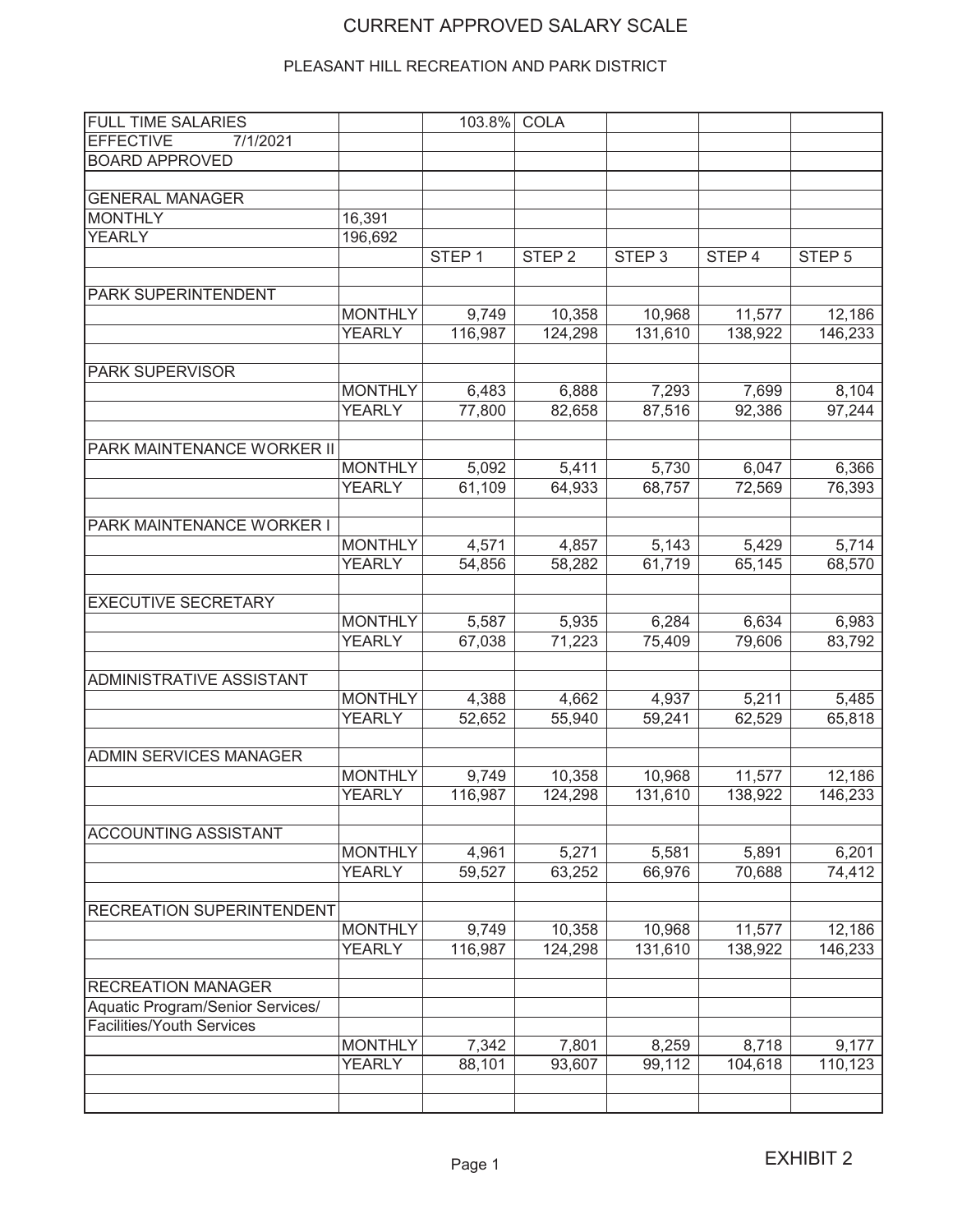# CURRENT APPROVED SALARY SCALE

## PLEASANT HILL RECREATION AND PARK DISTRICT

| FULL TIME SALARIES | | 103.8% | COLA | | | |
|---|---|---|---|---|---|---|
| EFFECTIVE 7/1/2021 | | | | | | |
| BOARD APPROVED | | | | | | |
| | | | | | | |
| GENERAL MANAGER | | | | | | |
| MONTHLY | 16,391 | | | | | |
| YEARLY | 196,692 | | | | | |
| | | STEP 1 | STEP 2 | STEP 3 | STEP 4 | STEP 5 |
| | | | | | | |
| PARK SUPERINTENDENT | | | | | | |
| | MONTHLY | 9,749 | 10,358 | 10,968 | 11,577 | 12,186 |
| | YEARLY | 116,987 | 124,298 | 131,610 | 138,922 | 146,233 |
| | | | | | | |
| PARK SUPERVISOR | | | | | | |
| | MONTHLY | 6,483 | 6,888 | 7,293 | 7,699 | 8,104 |
| | YEARLY | 77,800 | 82,658 | 87,516 | 92,386 | 97,244 |
| | | | | | | |
| PARK MAINTENANCE WORKER II | | | | | | |
| | MONTHLY | 5,092 | 5,411 | 5,730 | 6,047 | 6,366 |
| | YEARLY | 61,109 | 64,933 | 68,757 | 72,569 | 76,393 |
| | | | | | | |
| PARK MAINTENANCE WORKER I | | | | | | |
| | MONTHLY | 4,571 | 4,857 | 5,143 | 5,429 | 5,714 |
| | YEARLY | 54,856 | 58,282 | 61,719 | 65,145 | 68,570 |
| | | | | | | |
| EXECUTIVE SECRETARY | | | | | | |
| | MONTHLY | 5,587 | 5,935 | 6,284 | 6,634 | 6,983 |
| | YEARLY | 67,038 | 71,223 | 75,409 | 79,606 | 83,792 |
| | | | | | | |
| ADMINISTRATIVE ASSISTANT | | | | | | |
| | MONTHLY | 4,388 | 4,662 | 4,937 | 5,211 | 5,485 |
| | YEARLY | 52,652 | 55,940 | 59,241 | 62,529 | 65,818 |
| | | | | | | |
| ADMIN SERVICES MANAGER | | | | | | |
| | MONTHLY | 9,749 | 10,358 | 10,968 | 11,577 | 12,186 |
| | YEARLY | 116,987 | 124,298 | 131,610 | 138,922 | 146,233 |
| | | | | | | |
| ACCOUNTING ASSISTANT | | | | | | |
| | MONTHLY | 4,961 | 5,271 | 5,581 | 5,891 | 6,201 |
| | YEARLY | 59,527 | 63,252 | 66,976 | 70,688 | 74,412 |
| | | | | | | |
| RECREATION SUPERINTENDENT | | | | | | |
| | MONTHLY | 9,749 | 10,358 | 10,968 | 11,577 | 12,186 |
| | YEARLY | 116,987 | 124,298 | 131,610 | 138,922 | 146,233 |
| | | | | | | |
| RECREATION MANAGER | | | | | | |
| Aquatic Program/Senior Services/ | | | | | | |
| Facilities/Youth Services | | | | | | |
| | MONTHLY | 7,342 | 7,801 | 8,259 | 8,718 | 9,177 |
| | YEARLY | 88,101 | 93,607 | 99,112 | 104,618 | 110,123 |

EXHIBIT 2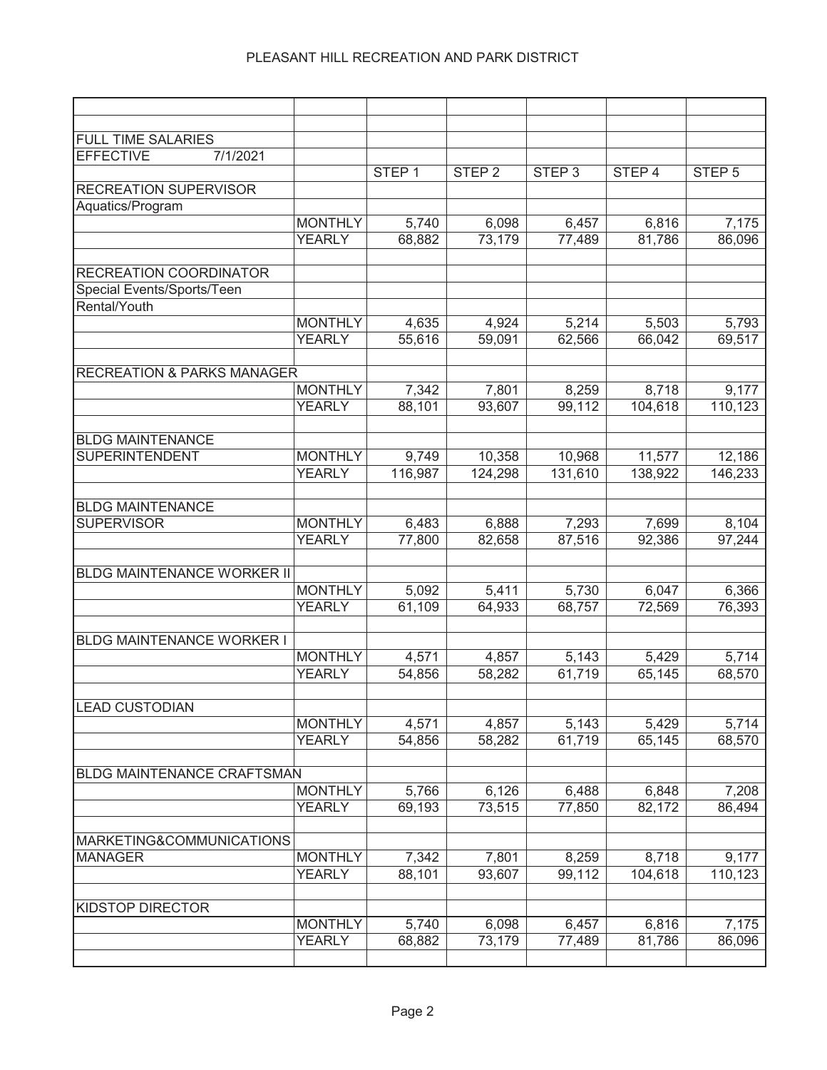PLEASANT HILL RECREATION AND PARK DISTRICT

| | | | | | | |
|---|---|---|---|---|---|---|
| FULL TIME SALARIES | | | | | | |
| EFFECTIVE 7/1/2021 | | | | | | |
| | | STEP 1 | STEP 2 | STEP 3 | STEP 4 | STEP 5 |
| RECREATION SUPERVISOR | | | | | | |
| Aquatics/Program | | | | | | |
| | MONTHLY | 5,740 | 6,098 | 6,457 | 6,816 | 7,175 |
| | YEARLY | 68,882 | 73,179 | 77,489 | 81,786 | 86,096 |
| | | | | | | |
| RECREATION COORDINATOR | | | | | | |
| Special Events/Sports/Teen | | | | | | |
| Rental/Youth | | | | | | |
| | MONTHLY | 4,635 | 4,924 | 5,214 | 5,503 | 5,793 |
| | YEARLY | 55,616 | 59,091 | 62,566 | 66,042 | 69,517 |
| | | | | | | |
| RECREATION & PARKS MANAGER | | | | | | |
| | MONTHLY | 7,342 | 7,801 | 8,259 | 8,718 | 9,177 |
| | YEARLY | 88,101 | 93,607 | 99,112 | 104,618 | 110,123 |
| | | | | | | |
| BLDG MAINTENANCE | | | | | | |
| SUPERINTENDENT | MONTHLY | 9,749 | 10,358 | 10,968 | 11,577 | 12,186 |
| | YEARLY | 116,987 | 124,298 | 131,610 | 138,922 | 146,233 |
| | | | | | | |
| BLDG MAINTENANCE | | | | | | |
| SUPERVISOR | MONTHLY | 6,483 | 6,888 | 7,293 | 7,699 | 8,104 |
| | YEARLY | 77,800 | 82,658 | 87,516 | 92,386 | 97,244 |
| | | | | | | |
| BLDG MAINTENANCE WORKER II | | | | | | |
| | MONTHLY | 5,092 | 5,411 | 5,730 | 6,047 | 6,366 |
| | YEARLY | 61,109 | 64,933 | 68,757 | 72,569 | 76,393 |
| | | | | | | |
| BLDG MAINTENANCE WORKER I | | | | | | |
| | MONTHLY | 4,571 | 4,857 | 5,143 | 5,429 | 5,714 |
| | YEARLY | 54,856 | 58,282 | 61,719 | 65,145 | 68,570 |
| | | | | | | |
| LEAD CUSTODIAN | | | | | | |
| | MONTHLY | 4,571 | 4,857 | 5,143 | 5,429 | 5,714 |
| | YEARLY | 54,856 | 58,282 | 61,719 | 65,145 | 68,570 |
| | | | | | | |
| BLDG MAINTENANCE CRAFTSMAN | | | | | | |
| | MONTHLY | 5,766 | 6,126 | 6,488 | 6,848 | 7,208 |
| | YEARLY | 69,193 | 73,515 | 77,850 | 82,172 | 86,494 |
| | | | | | | |
| MARKETING&COMMUNICATIONS | | | | | | |
| MANAGER | MONTHLY | 7,342 | 7,801 | 8,259 | 8,718 | 9,177 |
| | YEARLY | 88,101 | 93,607 | 99,112 | 104,618 | 110,123 |
| | | | | | | |
| KIDSTOP DIRECTOR | | | | | | |
| | MONTHLY | 5,740 | 6,098 | 6,457 | 6,816 | 7,175 |
| | YEARLY | 68,882 | 73,179 | 77,489 | 81,786 | 86,096 |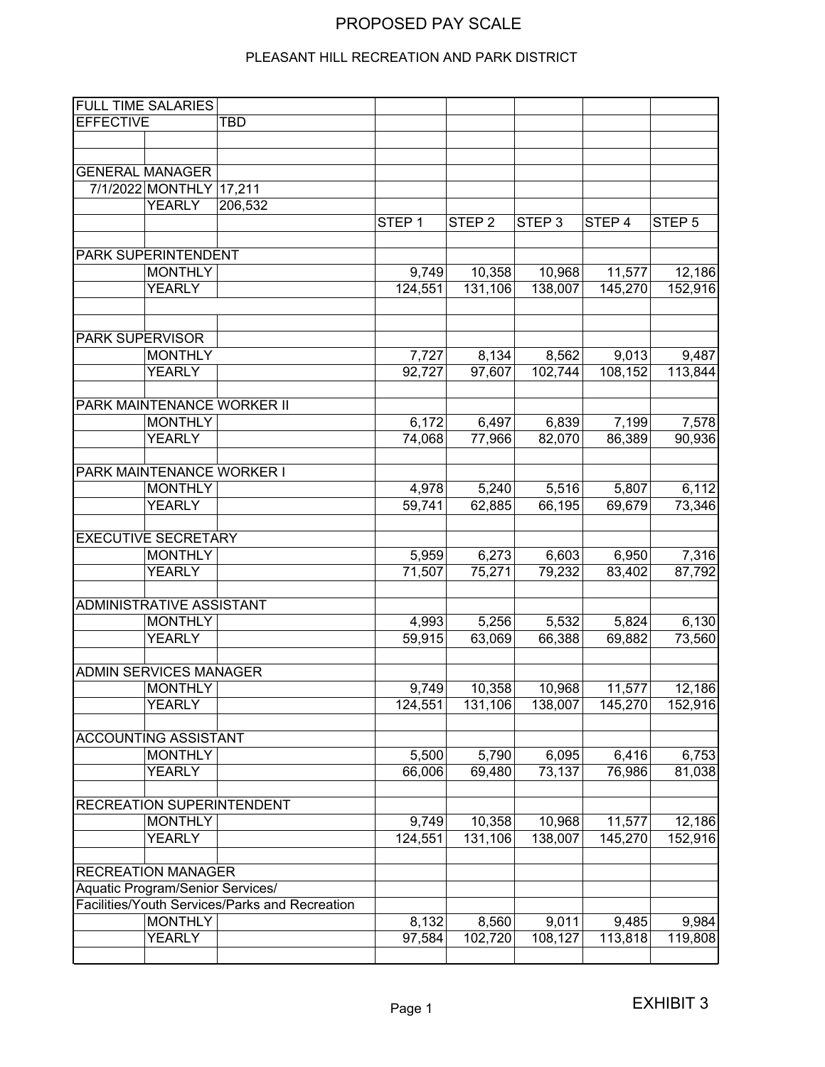# PROPOSED PAY SCALE

## PLEASANT HILL RECREATION AND PARK DISTRICT

| FULL TIME SALARIES | | | | | | | |
|---|---|---|---|---|---|---|---|
| EFFECTIVE | | TBD | | | | | |
| | | | | | | | |
| | | | | | | | |
| GENERAL MANAGER | | | | | | | |
| 7/1/2022 | MONTHLY | 17,211 | | | | | |
| | YEARLY | 206,532 | | | | | |
| | | | STEP 1 | STEP 2 | STEP 3 | STEP 4 | STEP 5 |
| | | | | | | | |
| PARK SUPERINTENDENT | | | | | | | |
| | MONTHLY | | 9,749 | 10,358 | 10,968 | 11,577 | 12,186 |
| | YEARLY | | 124,551 | 131,106 | 138,007 | 145,270 | 152,916 |
| | | | | | | | |
| | | | | | | | |
| PARK SUPERVISOR | | | | | | | |
| | MONTHLY | | 7,727 | 8,134 | 8,562 | 9,013 | 9,487 |
| | YEARLY | | 92,727 | 97,607 | 102,744 | 108,152 | 113,844 |
| | | | | | | | |
| PARK MAINTENANCE WORKER II | | | | | | | |
| | MONTHLY | | 6,172 | 6,497 | 6,839 | 7,199 | 7,578 |
| | YEARLY | | 74,068 | 77,966 | 82,070 | 86,389 | 90,936 |
| | | | | | | | |
| PARK MAINTENANCE WORKER I | | | | | | | |
| | MONTHLY | | 4,978 | 5,240 | 5,516 | 5,807 | 6,112 |
| | YEARLY | | 59,741 | 62,885 | 66,195 | 69,679 | 73,346 |
| | | | | | | | |
| EXECUTIVE SECRETARY | | | | | | | |
| | MONTHLY | | 5,959 | 6,273 | 6,603 | 6,950 | 7,316 |
| | YEARLY | | 71,507 | 75,271 | 79,232 | 83,402 | 87,792 |
| | | | | | | | |
| ADMINISTRATIVE ASSISTANT | | | | | | | |
| | MONTHLY | | 4,993 | 5,256 | 5,532 | 5,824 | 6,130 |
| | YEARLY | | 59,915 | 63,069 | 66,388 | 69,882 | 73,560 |
| | | | | | | | |
| ADMIN SERVICES MANAGER | | | | | | | |
| | MONTHLY | | 9,749 | 10,358 | 10,968 | 11,577 | 12,186 |
| | YEARLY | | 124,551 | 131,106 | 138,007 | 145,270 | 152,916 |
| | | | | | | | |
| ACCOUNTING ASSISTANT | | | | | | | |
| | MONTHLY | | 5,500 | 5,790 | 6,095 | 6,416 | 6,753 |
| | YEARLY | | 66,006 | 69,480 | 73,137 | 76,986 | 81,038 |
| | | | | | | | |
| RECREATION SUPERINTENDENT | | | | | | | |
| | MONTHLY | | 9,749 | 10,358 | 10,968 | 11,577 | 12,186 |
| | YEARLY | | 124,551 | 131,106 | 138,007 | 145,270 | 152,916 |
| | | | | | | | |
| RECREATION MANAGER | | | | | | | |
| Aquatic Program/Senior Services/ | | | | | | | |
| Facilities/Youth Services/Parks and Recreation | | | | | | | |
| | MONTHLY | | 8,132 | 8,560 | 9,011 | 9,485 | 9,984 |
| | YEARLY | | 97,584 | 102,720 | 108,127 | 113,818 | 119,808 |
| | | | | | | | |

EXHIBIT 3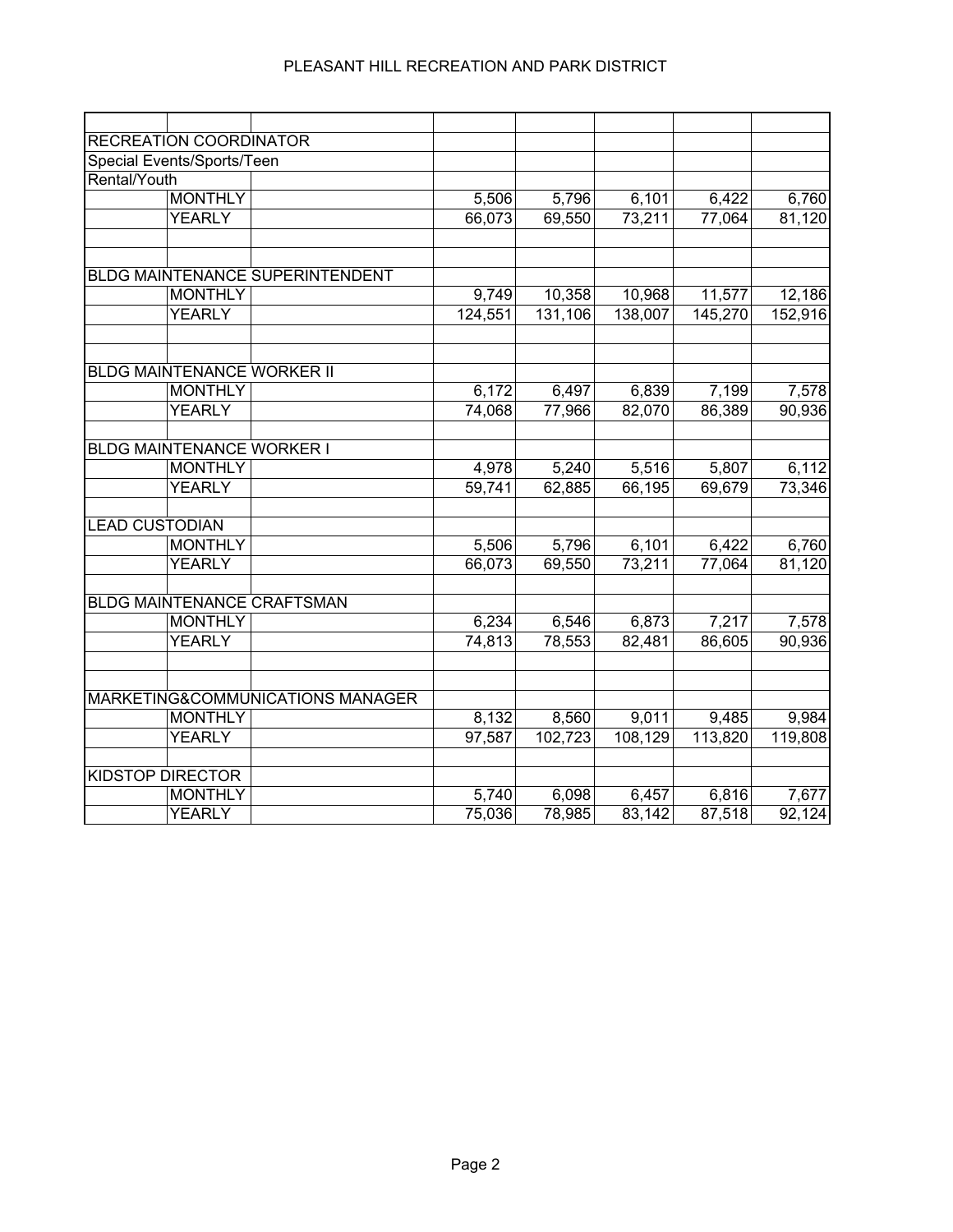PLEASANT HILL RECREATION AND PARK DISTRICT

| | | | | | | | |
|---|---|---|---|---|---|---|---|
| | | | | | | | |
| RECREATION COORDINATOR | | | | | | | |
| Special Events/Sports/Teen | | | | | | | |
| Rental/Youth | | | | | | | |
| | MONTHLY | | 5,506 | 5,796 | 6,101 | 6,422 | 6,760 |
| | YEARLY | | 66,073 | 69,550 | 73,211 | 77,064 | 81,120 |
| | | | | | | | |
| | | | | | | | |
| BLDG MAINTENANCE SUPERINTENDENT | | | | | | | |
| | MONTHLY | | 9,749 | 10,358 | 10,968 | 11,577 | 12,186 |
| | YEARLY | | 124,551 | 131,106 | 138,007 | 145,270 | 152,916 |
| | | | | | | | |
| | | | | | | | |
| BLDG MAINTENANCE WORKER II | | | | | | | |
| | MONTHLY | | 6,172 | 6,497 | 6,839 | 7,199 | 7,578 |
| | YEARLY | | 74,068 | 77,966 | 82,070 | 86,389 | 90,936 |
| | | | | | | | |
| BLDG MAINTENANCE WORKER I | | | | | | | |
| | MONTHLY | | 4,978 | 5,240 | 5,516 | 5,807 | 6,112 |
| | YEARLY | | 59,741 | 62,885 | 66,195 | 69,679 | 73,346 |
| | | | | | | | |
| LEAD CUSTODIAN | | | | | | | |
| | MONTHLY | | 5,506 | 5,796 | 6,101 | 6,422 | 6,760 |
| | YEARLY | | 66,073 | 69,550 | 73,211 | 77,064 | 81,120 |
| | | | | | | | |
| BLDG MAINTENANCE CRAFTSMAN | | | | | | | |
| | MONTHLY | | 6,234 | 6,546 | 6,873 | 7,217 | 7,578 |
| | YEARLY | | 74,813 | 78,553 | 82,481 | 86,605 | 90,936 |
| | | | | | | | |
| | | | | | | | |
| MARKETING&COMMUNICATIONS MANAGER | | | | | | | |
| | MONTHLY | | 8,132 | 8,560 | 9,011 | 9,485 | 9,984 |
| | YEARLY | | 97,587 | 102,723 | 108,129 | 113,820 | 119,808 |
| | | | | | | | |
| KIDSTOP DIRECTOR | | | | | | | |
| | MONTHLY | | 5,740 | 6,098 | 6,457 | 6,816 | 7,677 |
| | YEARLY | | 75,036 | 78,985 | 83,142 | 87,518 | 92,124 |